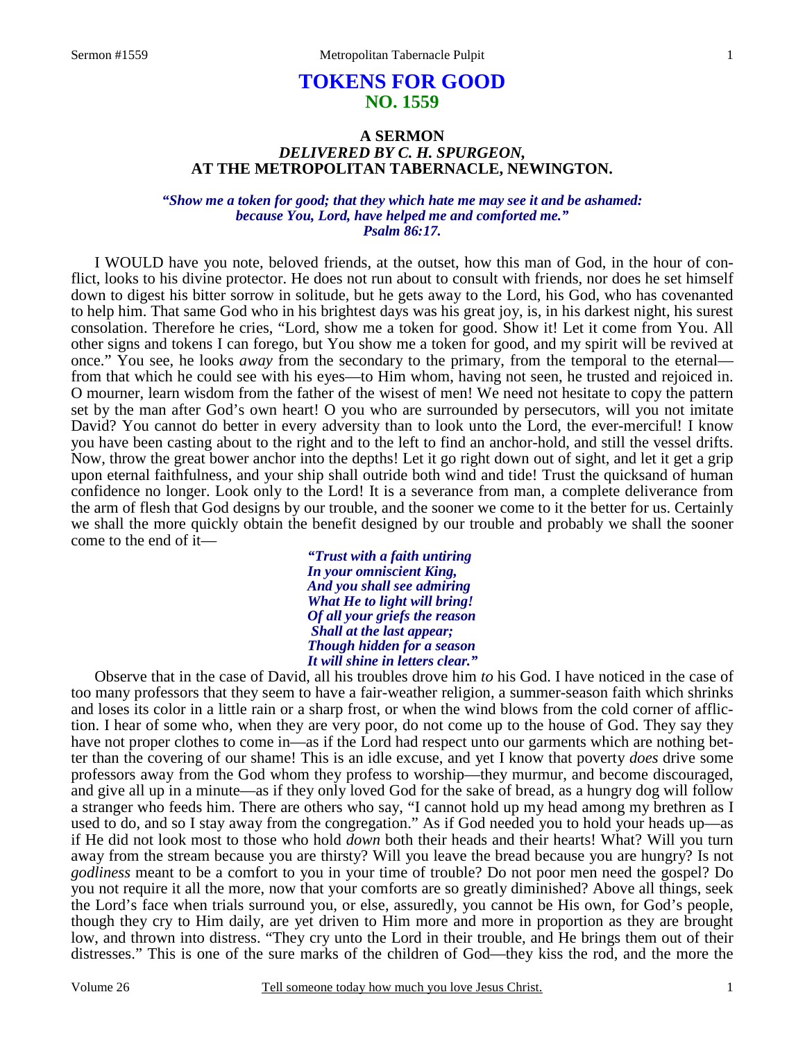# TOKENS FOR GOOD
## NO. 1559

### A SERMON
### *DELIVERED BY C. H. SPURGEON,*
### AT THE METROPOLITAN TABERNACLE, NEWINGTON.

*"Show me a token for good; that they which hate me may see it and be ashamed: because You, Lord, have helped me and comforted me." Psalm 86:17.*

I WOULD have you note, beloved friends, at the outset, how this man of God, in the hour of conflict, looks to his divine protector. He does not run about to consult with friends, nor does he set himself down to digest his bitter sorrow in solitude, but he gets away to the Lord, his God, who has covenanted to help him. That same God who in his brightest days was his great joy, is, in his darkest night, his surest consolation. Therefore he cries, "Lord, show me a token for good. Show it! Let it come from You. All other signs and tokens I can forego, but You show me a token for good, and my spirit will be revived at once." You see, he looks *away* from the secondary to the primary, from the temporal to the eternal—from that which he could see with his eyes—to Him whom, having not seen, he trusted and rejoiced in. O mourner, learn wisdom from the father of the wisest of men! We need not hesitate to copy the pattern set by the man after God's own heart! O you who are surrounded by persecutors, will you not imitate David? You cannot do better in every adversity than to look unto the Lord, the ever-merciful! I know you have been casting about to the right and to the left to find an anchor-hold, and still the vessel drifts. Now, throw the great bower anchor into the depths! Let it go right down out of sight, and let it get a grip upon eternal faithfulness, and your ship shall outride both wind and tide! Trust the quicksand of human confidence no longer. Look only to the Lord! It is a severance from man, a complete deliverance from the arm of flesh that God designs by our trouble, and the sooner we come to it the better for us. Certainly we shall the more quickly obtain the benefit designed by our trouble and probably we shall the sooner come to the end of it—

*"Trust with a faith untiring*
*In your omniscient King,*
*And you shall see admiring*
*What He to light will bring!*
*Of all your griefs the reason*
*Shall at the last appear;*
*Though hidden for a season*
*It will shine in letters clear."*

Observe that in the case of David, all his troubles drove him *to* his God. I have noticed in the case of too many professors that they seem to have a fair-weather religion, a summer-season faith which shrinks and loses its color in a little rain or a sharp frost, or when the wind blows from the cold corner of affliction. I hear of some who, when they are very poor, do not come up to the house of God. They say they have not proper clothes to come in—as if the Lord had respect unto our garments which are nothing better than the covering of our shame! This is an idle excuse, and yet I know that poverty *does* drive some professors away from the God whom they profess to worship—they murmur, and become discouraged, and give all up in a minute—as if they only loved God for the sake of bread, as a hungry dog will follow a stranger who feeds him. There are others who say, "I cannot hold up my head among my brethren as I used to do, and so I stay away from the congregation." As if God needed you to hold your heads up—as if He did not look most to those who hold *down* both their heads and their hearts! What? Will you turn away from the stream because you are thirsty? Will you leave the bread because you are hungry? Is not *godliness* meant to be a comfort to you in your time of trouble? Do not poor men need the gospel? Do you not require it all the more, now that your comforts are so greatly diminished? Above all things, seek the Lord's face when trials surround you, or else, assuredly, you cannot be His own, for God's people, though they cry to Him daily, are yet driven to Him more and more in proportion as they are brought low, and thrown into distress. "They cry unto the Lord in their trouble, and He brings them out of their distresses." This is one of the sure marks of the children of God—they kiss the rod, and the more the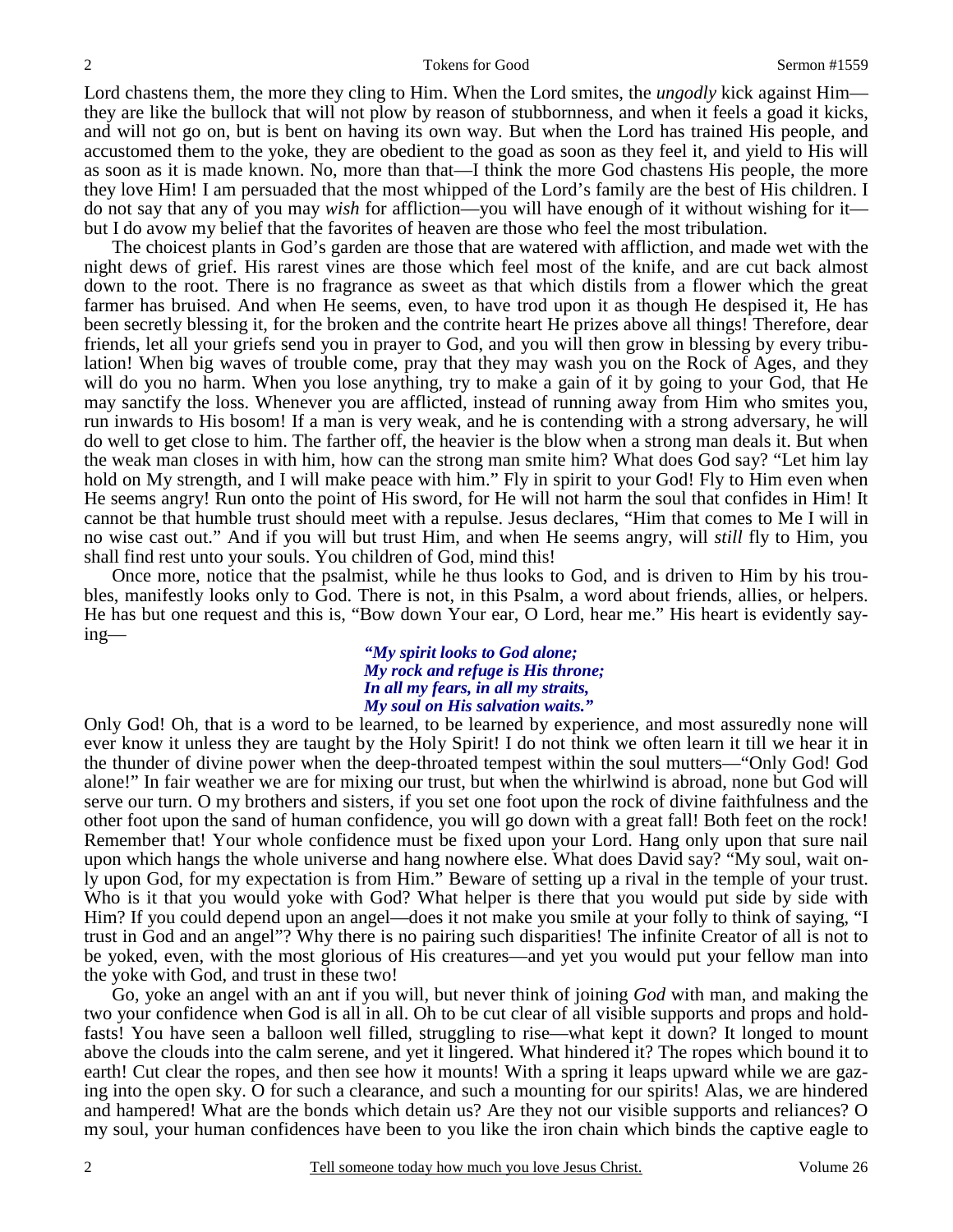Lord chastens them, the more they cling to Him. When the Lord smites, the *ungodly* kick against Him—they are like the bullock that will not plow by reason of stubbornness, and when it feels a goad it kicks, and will not go on, but is bent on having its own way. But when the Lord has trained His people, and accustomed them to the yoke, they are obedient to the goad as soon as they feel it, and yield to His will as soon as it is made known. No, more than that—I think the more God chastens His people, the more they love Him! I am persuaded that the most whipped of the Lord's family are the best of His children. I do not say that any of you may *wish* for affliction—you will have enough of it without wishing for it—but I do avow my belief that the favorites of heaven are those who feel the most tribulation.

The choicest plants in God's garden are those that are watered with affliction, and made wet with the night dews of grief. His rarest vines are those which feel most of the knife, and are cut back almost down to the root. There is no fragrance as sweet as that which distils from a flower which the great farmer has bruised. And when He seems, even, to have trod upon it as though He despised it, He has been secretly blessing it, for the broken and the contrite heart He prizes above all things! Therefore, dear friends, let all your griefs send you in prayer to God, and you will then grow in blessing by every tribulation! When big waves of trouble come, pray that they may wash you on the Rock of Ages, and they will do you no harm. When you lose anything, try to make a gain of it by going to your God, that He may sanctify the loss. Whenever you are afflicted, instead of running away from Him who smites you, run inwards to His bosom! If a man is very weak, and he is contending with a strong adversary, he will do well to get close to him. The farther off, the heavier is the blow when a strong man deals it. But when the weak man closes in with him, how can the strong man smite him? What does God say? "Let him lay hold on My strength, and I will make peace with him." Fly in spirit to your God! Fly to Him even when He seems angry! Run onto the point of His sword, for He will not harm the soul that confides in Him! It cannot be that humble trust should meet with a repulse. Jesus declares, "Him that comes to Me I will in no wise cast out." And if you will but trust Him, and when He seems angry, will *still* fly to Him, you shall find rest unto your souls. You children of God, mind this!

Once more, notice that the psalmist, while he thus looks to God, and is driven to Him by his troubles, manifestly looks only to God. There is not, in this Psalm, a word about friends, allies, or helpers. He has but one request and this is, "Bow down Your ear, O Lord, hear me." His heart is evidently saying—

> *"My spirit looks to God alone;*
> *My rock and refuge is His throne;*
> *In all my fears, in all my straits,*
> *My soul on His salvation waits."*

Only God! Oh, that is a word to be learned, to be learned by experience, and most assuredly none will ever know it unless they are taught by the Holy Spirit! I do not think we often learn it till we hear it in the thunder of divine power when the deep-throated tempest within the soul mutters—"Only God! God alone!" In fair weather we are for mixing our trust, but when the whirlwind is abroad, none but God will serve our turn. O my brothers and sisters, if you set one foot upon the rock of divine faithfulness and the other foot upon the sand of human confidence, you will go down with a great fall! Both feet on the rock! Remember that! Your whole confidence must be fixed upon your Lord. Hang only upon that sure nail upon which hangs the whole universe and hang nowhere else. What does David say? "My soul, wait only upon God, for my expectation is from Him." Beware of setting up a rival in the temple of your trust. Who is it that you would yoke with God? What helper is there that you would put side by side with Him? If you could depend upon an angel—does it not make you smile at your folly to think of saying, "I trust in God and an angel"? Why there is no pairing such disparities! The infinite Creator of all is not to be yoked, even, with the most glorious of His creatures—and yet you would put your fellow man into the yoke with God, and trust in these two!

Go, yoke an angel with an ant if you will, but never think of joining *God* with man, and making the two your confidence when God is all in all. Oh to be cut clear of all visible supports and props and holdfasts! You have seen a balloon well filled, struggling to rise—what kept it down? It longed to mount above the clouds into the calm serene, and yet it lingered. What hindered it? The ropes which bound it to earth! Cut clear the ropes, and then see how it mounts! With a spring it leaps upward while we are gazing into the open sky. O for such a clearance, and such a mounting for our spirits! Alas, we are hindered and hampered! What are the bonds which detain us? Are they not our visible supports and reliances? O my soul, your human confidences have been to you like the iron chain which binds the captive eagle to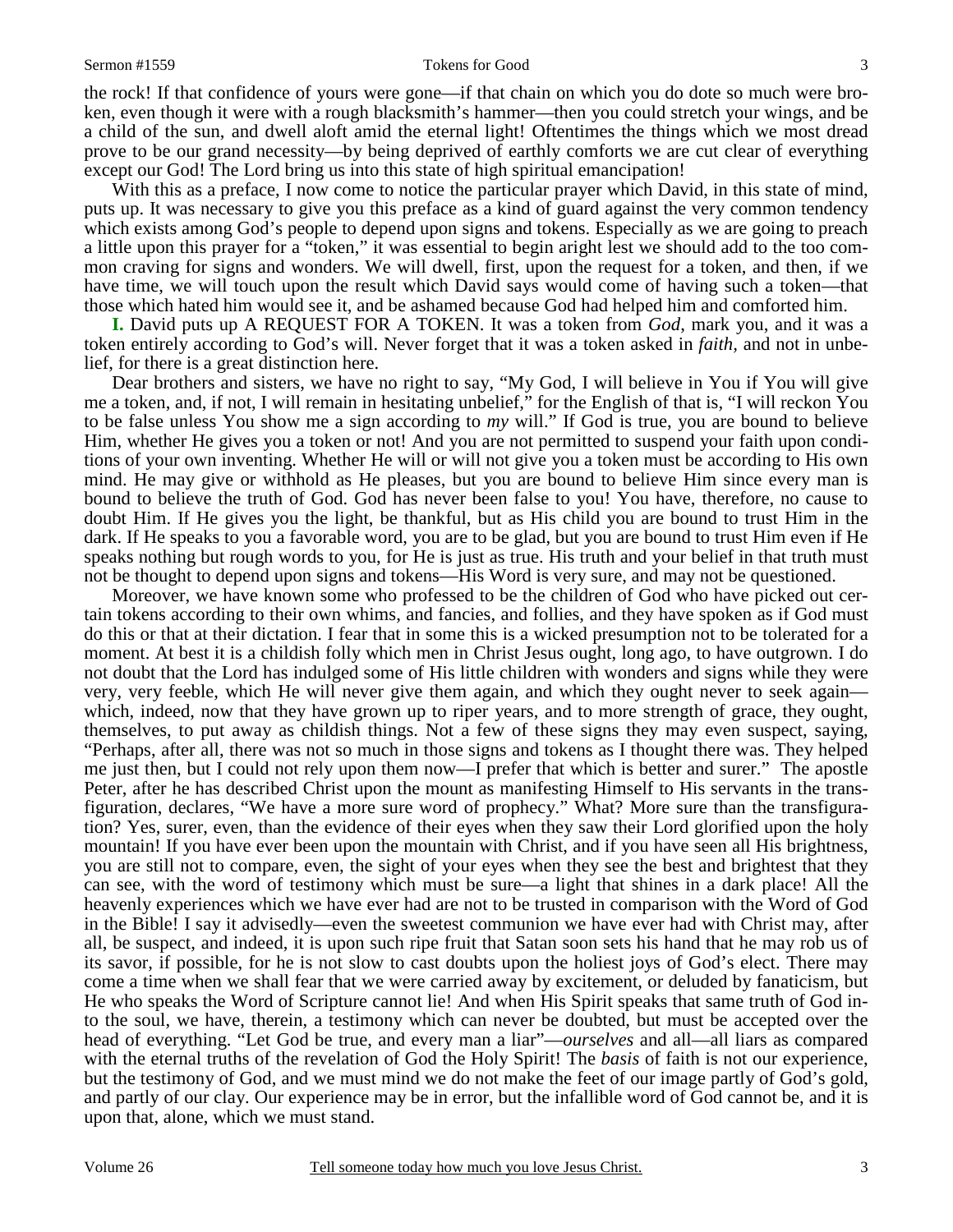the rock! If that confidence of yours were gone—if that chain on which you do dote so much were broken, even though it were with a rough blacksmith's hammer—then you could stretch your wings, and be a child of the sun, and dwell aloft amid the eternal light! Oftentimes the things which we most dread prove to be our grand necessity—by being deprived of earthly comforts we are cut clear of everything except our God! The Lord bring us into this state of high spiritual emancipation!

With this as a preface, I now come to notice the particular prayer which David, in this state of mind, puts up. It was necessary to give you this preface as a kind of guard against the very common tendency which exists among God's people to depend upon signs and tokens. Especially as we are going to preach a little upon this prayer for a "token," it was essential to begin aright lest we should add to the too common craving for signs and wonders. We will dwell, first, upon the request for a token, and then, if we have time, we will touch upon the result which David says would come of having such a token—that those which hated him would see it, and be ashamed because God had helped him and comforted him.

**I.** David puts up A REQUEST FOR A TOKEN. It was a token from *God*, mark you, and it was a token entirely according to God's will. Never forget that it was a token asked in *faith*, and not in unbelief, for there is a great distinction here.

Dear brothers and sisters, we have no right to say, "My God, I will believe in You if You will give me a token, and, if not, I will remain in hesitating unbelief," for the English of that is, "I will reckon You to be false unless You show me a sign according to *my* will." If God is true, you are bound to believe Him, whether He gives you a token or not! And you are not permitted to suspend your faith upon conditions of your own inventing. Whether He will or will not give you a token must be according to His own mind. He may give or withhold as He pleases, but you are bound to believe Him since every man is bound to believe the truth of God. God has never been false to you! You have, therefore, no cause to doubt Him. If He gives you the light, be thankful, but as His child you are bound to trust Him in the dark. If He speaks to you a favorable word, you are to be glad, but you are bound to trust Him even if He speaks nothing but rough words to you, for He is just as true. His truth and your belief in that truth must not be thought to depend upon signs and tokens—His Word is very sure, and may not be questioned.

Moreover, we have known some who professed to be the children of God who have picked out certain tokens according to their own whims, and fancies, and follies, and they have spoken as if God must do this or that at their dictation. I fear that in some this is a wicked presumption not to be tolerated for a moment. At best it is a childish folly which men in Christ Jesus ought, long ago, to have outgrown. I do not doubt that the Lord has indulged some of His little children with wonders and signs while they were very, very feeble, which He will never give them again, and which they ought never to seek again—which, indeed, now that they have grown up to riper years, and to more strength of grace, they ought, themselves, to put away as childish things. Not a few of these signs they may even suspect, saying, "Perhaps, after all, there was not so much in those signs and tokens as I thought there was. They helped me just then, but I could not rely upon them now—I prefer that which is better and surer." The apostle Peter, after he has described Christ upon the mount as manifesting Himself to His servants in the transfiguration, declares, "We have a more sure word of prophecy." What? More sure than the transfiguration? Yes, surer, even, than the evidence of their eyes when they saw their Lord glorified upon the holy mountain! If you have ever been upon the mountain with Christ, and if you have seen all His brightness, you are still not to compare, even, the sight of your eyes when they see the best and brightest that they can see, with the word of testimony which must be sure—a light that shines in a dark place! All the heavenly experiences which we have ever had are not to be trusted in comparison with the Word of God in the Bible! I say it advisedly—even the sweetest communion we have ever had with Christ may, after all, be suspect, and indeed, it is upon such ripe fruit that Satan soon sets his hand that he may rob us of its savor, if possible, for he is not slow to cast doubts upon the holiest joys of God's elect. There may come a time when we shall fear that we were carried away by excitement, or deluded by fanaticism, but He who speaks the Word of Scripture cannot lie! And when His Spirit speaks that same truth of God into the soul, we have, therein, a testimony which can never be doubted, but must be accepted over the head of everything. "Let God be true, and every man a liar"—*ourselves* and all—all liars as compared with the eternal truths of the revelation of God the Holy Spirit! The *basis* of faith is not our experience, but the testimony of God, and we must mind we do not make the feet of our image partly of God's gold, and partly of our clay. Our experience may be in error, but the infallible word of God cannot be, and it is upon that, alone, which we must stand.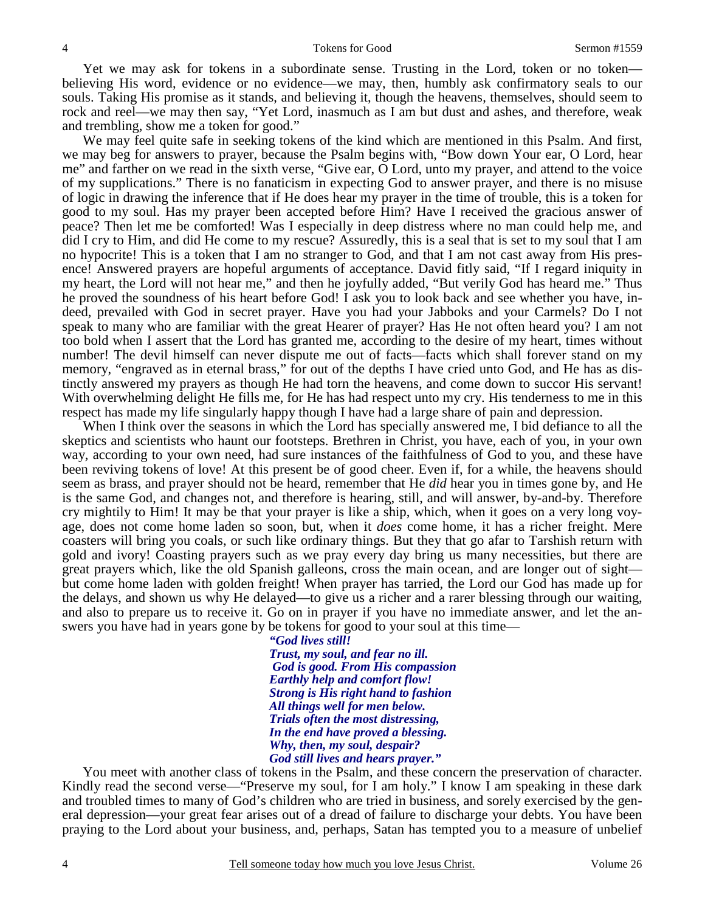Yet we may ask for tokens in a subordinate sense. Trusting in the Lord, token or no token—believing His word, evidence or no evidence—we may, then, humbly ask confirmatory seals to our souls. Taking His promise as it stands, and believing it, though the heavens, themselves, should seem to rock and reel—we may then say, "Yet Lord, inasmuch as I am but dust and ashes, and therefore, weak and trembling, show me a token for good."

We may feel quite safe in seeking tokens of the kind which are mentioned in this Psalm. And first, we may beg for answers to prayer, because the Psalm begins with, "Bow down Your ear, O Lord, hear me" and farther on we read in the sixth verse, "Give ear, O Lord, unto my prayer, and attend to the voice of my supplications." There is no fanaticism in expecting God to answer prayer, and there is no misuse of logic in drawing the inference that if He does hear my prayer in the time of trouble, this is a token for good to my soul. Has my prayer been accepted before Him? Have I received the gracious answer of peace? Then let me be comforted! Was I especially in deep distress where no man could help me, and did I cry to Him, and did He come to my rescue? Assuredly, this is a seal that is set to my soul that I am no hypocrite! This is a token that I am no stranger to God, and that I am not cast away from His presence! Answered prayers are hopeful arguments of acceptance. David fitly said, "If I regard iniquity in my heart, the Lord will not hear me," and then he joyfully added, "But verily God has heard me." Thus he proved the soundness of his heart before God! I ask you to look back and see whether you have, indeed, prevailed with God in secret prayer. Have you had your Jabboks and your Carmels? Do I not speak to many who are familiar with the great Hearer of prayer? Has He not often heard you? I am not too bold when I assert that the Lord has granted me, according to the desire of my heart, times without number! The devil himself can never dispute me out of facts—facts which shall forever stand on my memory, "engraved as in eternal brass," for out of the depths I have cried unto God, and He has as distinctly answered my prayers as though He had torn the heavens, and come down to succor His servant! With overwhelming delight He fills me, for He has had respect unto my cry. His tenderness to me in this respect has made my life singularly happy though I have had a large share of pain and depression.

When I think over the seasons in which the Lord has specially answered me, I bid defiance to all the skeptics and scientists who haunt our footsteps. Brethren in Christ, you have, each of you, in your own way, according to your own need, had sure instances of the faithfulness of God to you, and these have been reviving tokens of love! At this present be of good cheer. Even if, for a while, the heavens should seem as brass, and prayer should not be heard, remember that He *did* hear you in times gone by, and He is the same God, and changes not, and therefore is hearing, still, and will answer, by-and-by. Therefore cry mightily to Him! It may be that your prayer is like a ship, which, when it goes on a very long voyage, does not come home laden so soon, but, when it *does* come home, it has a richer freight. Mere coasters will bring you coals, or such like ordinary things. But they that go afar to Tarshish return with gold and ivory! Coasting prayers such as we pray every day bring us many necessities, but there are great prayers which, like the old Spanish galleons, cross the main ocean, and are longer out of sight—but come home laden with golden freight! When prayer has tarried, the Lord our God has made up for the delays, and shown us why He delayed—to give us a richer and a rarer blessing through our waiting, and also to prepare us to receive it. Go on in prayer if you have no immediate answer, and let the answers you have had in years gone by be tokens for good to your soul at this time—

> ***"God lives still!***
> ***Trust, my soul, and fear no ill.***
> ***God is good. From His compassion***
> ***Earthly help and comfort flow!***
> ***Strong is His right hand to fashion***
> ***All things well for men below.***
> ***Trials often the most distressing,***
> ***In the end have proved a blessing.***
> ***Why, then, my soul, despair?***
> ***God still lives and hears prayer."***

You meet with another class of tokens in the Psalm, and these concern the preservation of character. Kindly read the second verse—"Preserve my soul, for I am holy." I know I am speaking in these dark and troubled times to many of God's children who are tried in business, and sorely exercised by the general depression—your great fear arises out of a dread of failure to discharge your debts. You have been praying to the Lord about your business, and, perhaps, Satan has tempted you to a measure of unbelief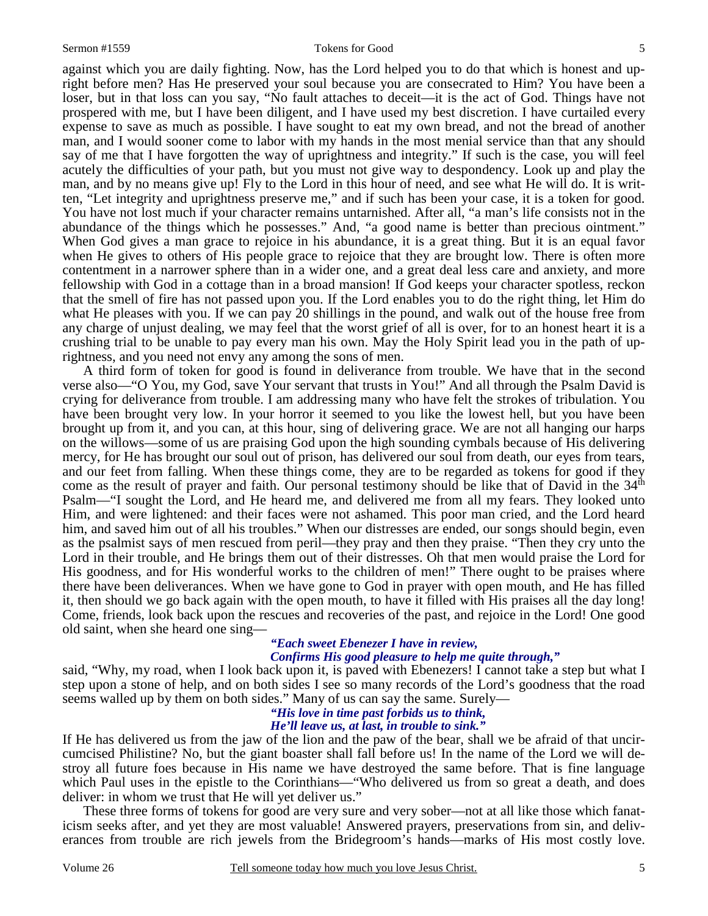against which you are daily fighting. Now, has the Lord helped you to do that which is honest and upright before men? Has He preserved your soul because you are consecrated to Him? You have been a loser, but in that loss can you say, "No fault attaches to deceit—it is the act of God. Things have not prospered with me, but I have been diligent, and I have used my best discretion. I have curtailed every expense to save as much as possible. I have sought to eat my own bread, and not the bread of another man, and I would sooner come to labor with my hands in the most menial service than that any should say of me that I have forgotten the way of uprightness and integrity." If such is the case, you will feel acutely the difficulties of your path, but you must not give way to despondency. Look up and play the man, and by no means give up! Fly to the Lord in this hour of need, and see what He will do. It is written, "Let integrity and uprightness preserve me," and if such has been your case, it is a token for good. You have not lost much if your character remains untarnished. After all, "a man's life consists not in the abundance of the things which he possesses." And, "a good name is better than precious ointment." When God gives a man grace to rejoice in his abundance, it is a great thing. But it is an equal favor when He gives to others of His people grace to rejoice that they are brought low. There is often more contentment in a narrower sphere than in a wider one, and a great deal less care and anxiety, and more fellowship with God in a cottage than in a broad mansion! If God keeps your character spotless, reckon that the smell of fire has not passed upon you. If the Lord enables you to do the right thing, let Him do what He pleases with you. If we can pay 20 shillings in the pound, and walk out of the house free from any charge of unjust dealing, we may feel that the worst grief of all is over, for to an honest heart it is a crushing trial to be unable to pay every man his own. May the Holy Spirit lead you in the path of uprightness, and you need not envy any among the sons of men.

A third form of token for good is found in deliverance from trouble. We have that in the second verse also—"O You, my God, save Your servant that trusts in You!" And all through the Psalm David is crying for deliverance from trouble. I am addressing many who have felt the strokes of tribulation. You have been brought very low. In your horror it seemed to you like the lowest hell, but you have been brought up from it, and you can, at this hour, sing of delivering grace. We are not all hanging our harps on the willows—some of us are praising God upon the high sounding cymbals because of His delivering mercy, for He has brought our soul out of prison, has delivered our soul from death, our eyes from tears, and our feet from falling. When these things come, they are to be regarded as tokens for good if they come as the result of prayer and faith. Our personal testimony should be like that of David in the 34th Psalm—"I sought the Lord, and He heard me, and delivered me from all my fears. They looked unto Him, and were lightened: and their faces were not ashamed. This poor man cried, and the Lord heard him, and saved him out of all his troubles." When our distresses are ended, our songs should begin, even as the psalmist says of men rescued from peril—they pray and then they praise. "Then they cry unto the Lord in their trouble, and He brings them out of their distresses. Oh that men would praise the Lord for His goodness, and for His wonderful works to the children of men!" There ought to be praises where there have been deliverances. When we have gone to God in prayer with open mouth, and He has filled it, then should we go back again with the open mouth, to have it filled with His praises all the day long! Come, friends, look back upon the rescues and recoveries of the past, and rejoice in the Lord! One good old saint, when she heard one sing—

> ***"Each sweet Ebenezer I have in review,***
> ***Confirms His good pleasure to help me quite through,"***

said, "Why, my road, when I look back upon it, is paved with Ebenezers! I cannot take a step but what I step upon a stone of help, and on both sides I see so many records of the Lord's goodness that the road seems walled up by them on both sides." Many of us can say the same. Surely—

> ***"His love in time past forbids us to think,***
> ***He'll leave us, at last, in trouble to sink."***

If He has delivered us from the jaw of the lion and the paw of the bear, shall we be afraid of that uncircumcised Philistine? No, but the giant boaster shall fall before us! In the name of the Lord we will destroy all future foes because in His name we have destroyed the same before. That is fine language which Paul uses in the epistle to the Corinthians—"Who delivered us from so great a death, and does deliver: in whom we trust that He will yet deliver us."

These three forms of tokens for good are very sure and very sober—not at all like those which fanaticism seeks after, and yet they are most valuable! Answered prayers, preservations from sin, and deliverances from trouble are rich jewels from the Bridegroom's hands—marks of His most costly love.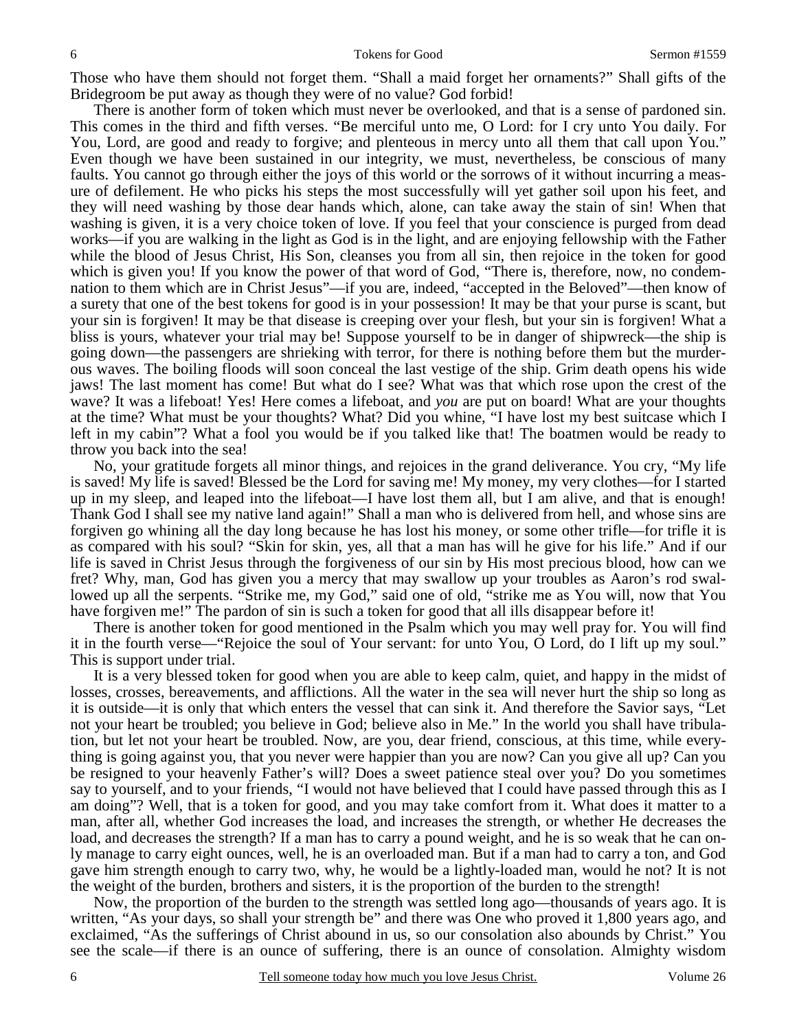Those who have them should not forget them. "Shall a maid forget her ornaments?" Shall gifts of the Bridegroom be put away as though they were of no value? God forbid!

There is another form of token which must never be overlooked, and that is a sense of pardoned sin. This comes in the third and fifth verses. "Be merciful unto me, O Lord: for I cry unto You daily. For You, Lord, are good and ready to forgive; and plenteous in mercy unto all them that call upon You." Even though we have been sustained in our integrity, we must, nevertheless, be conscious of many faults. You cannot go through either the joys of this world or the sorrows of it without incurring a measure of defilement. He who picks his steps the most successfully will yet gather soil upon his feet, and they will need washing by those dear hands which, alone, can take away the stain of sin! When that washing is given, it is a very choice token of love. If you feel that your conscience is purged from dead works—if you are walking in the light as God is in the light, and are enjoying fellowship with the Father while the blood of Jesus Christ, His Son, cleanses you from all sin, then rejoice in the token for good which is given you! If you know the power of that word of God, "There is, therefore, now, no condemnation to them which are in Christ Jesus"—if you are, indeed, "accepted in the Beloved"—then know of a surety that one of the best tokens for good is in your possession! It may be that your purse is scant, but your sin is forgiven! It may be that disease is creeping over your flesh, but your sin is forgiven! What a bliss is yours, whatever your trial may be! Suppose yourself to be in danger of shipwreck—the ship is going down—the passengers are shrieking with terror, for there is nothing before them but the murderous waves. The boiling floods will soon conceal the last vestige of the ship. Grim death opens his wide jaws! The last moment has come! But what do I see? What was that which rose upon the crest of the wave? It was a lifeboat! Yes! Here comes a lifeboat, and *you* are put on board! What are your thoughts at the time? What must be your thoughts? What? Did you whine, "I have lost my best suitcase which I left in my cabin"? What a fool you would be if you talked like that! The boatmen would be ready to throw you back into the sea!

No, your gratitude forgets all minor things, and rejoices in the grand deliverance. You cry, "My life is saved! My life is saved! Blessed be the Lord for saving me! My money, my very clothes—for I started up in my sleep, and leaped into the lifeboat—I have lost them all, but I am alive, and that is enough! Thank God I shall see my native land again!" Shall a man who is delivered from hell, and whose sins are forgiven go whining all the day long because he has lost his money, or some other trifle—for trifle it is as compared with his soul? "Skin for skin, yes, all that a man has will he give for his life." And if our life is saved in Christ Jesus through the forgiveness of our sin by His most precious blood, how can we fret? Why, man, God has given you a mercy that may swallow up your troubles as Aaron's rod swallowed up all the serpents. "Strike me, my God," said one of old, "strike me as You will, now that You have forgiven me!" The pardon of sin is such a token for good that all ills disappear before it!

There is another token for good mentioned in the Psalm which you may well pray for. You will find it in the fourth verse—"Rejoice the soul of Your servant: for unto You, O Lord, do I lift up my soul." This is support under trial.

It is a very blessed token for good when you are able to keep calm, quiet, and happy in the midst of losses, crosses, bereavements, and afflictions. All the water in the sea will never hurt the ship so long as it is outside—it is only that which enters the vessel that can sink it. And therefore the Savior says, "Let not your heart be troubled; you believe in God; believe also in Me." In the world you shall have tribulation, but let not your heart be troubled. Now, are you, dear friend, conscious, at this time, while everything is going against you, that you never were happier than you are now? Can you give all up? Can you be resigned to your heavenly Father's will? Does a sweet patience steal over you? Do you sometimes say to yourself, and to your friends, "I would not have believed that I could have passed through this as I am doing"? Well, that is a token for good, and you may take comfort from it. What does it matter to a man, after all, whether God increases the load, and increases the strength, or whether He decreases the load, and decreases the strength? If a man has to carry a pound weight, and he is so weak that he can only manage to carry eight ounces, well, he is an overloaded man. But if a man had to carry a ton, and God gave him strength enough to carry two, why, he would be a lightly-loaded man, would he not? It is not the weight of the burden, brothers and sisters, it is the proportion of the burden to the strength!

Now, the proportion of the burden to the strength was settled long ago—thousands of years ago. It is written, "As your days, so shall your strength be" and there was One who proved it 1,800 years ago, and exclaimed, "As the sufferings of Christ abound in us, so our consolation also abounds by Christ." You see the scale—if there is an ounce of suffering, there is an ounce of consolation. Almighty wisdom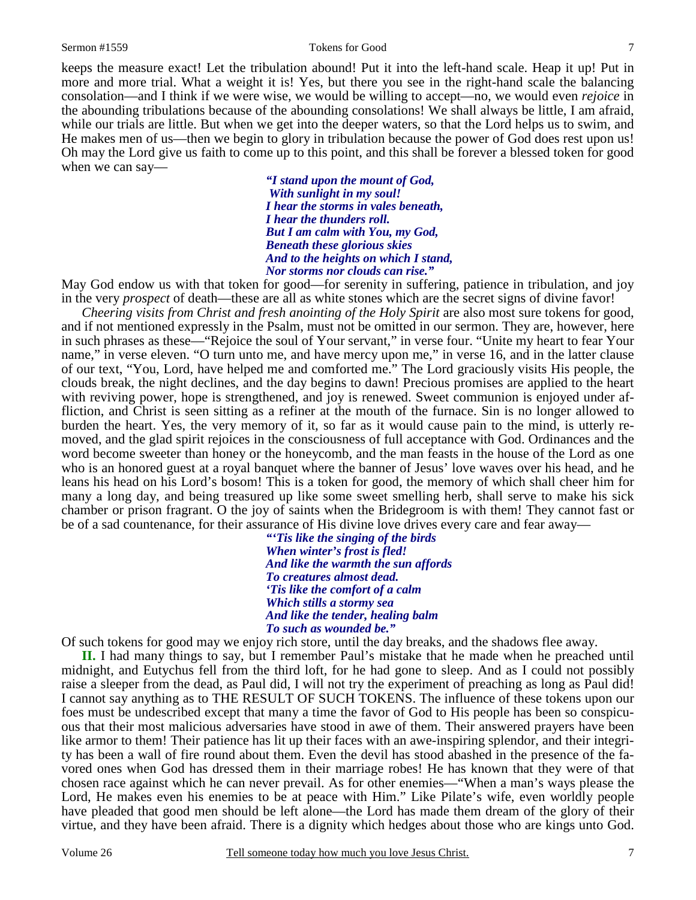keeps the measure exact! Let the tribulation abound! Put it into the left-hand scale. Heap it up! Put in more and more trial. What a weight it is! Yes, but there you see in the right-hand scale the balancing consolation—and I think if we were wise, we would be willing to accept—no, we would even *rejoice* in the abounding tribulations because of the abounding consolations! We shall always be little, I am afraid, while our trials are little. But when we get into the deeper waters, so that the Lord helps us to swim, and He makes men of us—then we begin to glory in tribulation because the power of God does rest upon us! Oh may the Lord give us faith to come up to this point, and this shall be forever a blessed token for good when we can say—

> ***"I stand upon the mount of God,***
> ***With sunlight in my soul!***
> ***I hear the storms in vales beneath,***
> ***I hear the thunders roll.***
> ***But I am calm with You, my God,***
> ***Beneath these glorious skies***
> ***And to the heights on which I stand,***
> ***Nor storms nor clouds can rise."***

May God endow us with that token for good—for serenity in suffering, patience in tribulation, and joy in the very *prospect* of death—these are all as white stones which are the secret signs of divine favor!

*Cheering visits from Christ and fresh anointing of the Holy Spirit* are also most sure tokens for good, and if not mentioned expressly in the Psalm, must not be omitted in our sermon. They are, however, here in such phrases as these—"Rejoice the soul of Your servant," in verse four. "Unite my heart to fear Your name," in verse eleven. "O turn unto me, and have mercy upon me," in verse 16, and in the latter clause of our text, "You, Lord, have helped me and comforted me." The Lord graciously visits His people, the clouds break, the night declines, and the day begins to dawn! Precious promises are applied to the heart with reviving power, hope is strengthened, and joy is renewed. Sweet communion is enjoyed under affliction, and Christ is seen sitting as a refiner at the mouth of the furnace. Sin is no longer allowed to burden the heart. Yes, the very memory of it, so far as it would cause pain to the mind, is utterly removed, and the glad spirit rejoices in the consciousness of full acceptance with God. Ordinances and the word become sweeter than honey or the honeycomb, and the man feasts in the house of the Lord as one who is an honored guest at a royal banquet where the banner of Jesus' love waves over his head, and he leans his head on his Lord's bosom! This is a token for good, the memory of which shall cheer him for many a long day, and being treasured up like some sweet smelling herb, shall serve to make his sick chamber or prison fragrant. O the joy of saints when the Bridegroom is with them! They cannot fast or be of a sad countenance, for their assurance of His divine love drives every care and fear away—

> ***"'Tis like the singing of the birds***
> ***When winter's frost is fled!***
> ***And like the warmth the sun affords***
> ***To creatures almost dead.***
> ***'Tis like the comfort of a calm***
> ***Which stills a stormy sea***
> ***And like the tender, healing balm***
> ***To such as wounded be."***

Of such tokens for good may we enjoy rich store, until the day breaks, and the shadows flee away.

**II.** I had many things to say, but I remember Paul's mistake that he made when he preached until midnight, and Eutychus fell from the third loft, for he had gone to sleep. And as I could not possibly raise a sleeper from the dead, as Paul did, I will not try the experiment of preaching as long as Paul did! I cannot say anything as to THE RESULT OF SUCH TOKENS. The influence of these tokens upon our foes must be undescribed except that many a time the favor of God to His people has been so conspicuous that their most malicious adversaries have stood in awe of them. Their answered prayers have been like armor to them! Their patience has lit up their faces with an awe-inspiring splendor, and their integrity has been a wall of fire round about them. Even the devil has stood abashed in the presence of the favored ones when God has dressed them in their marriage robes! He has known that they were of that chosen race against which he can never prevail. As for other enemies—"When a man's ways please the Lord, He makes even his enemies to be at peace with Him." Like Pilate's wife, even worldly people have pleaded that good men should be left alone—the Lord has made them dream of the glory of their virtue, and they have been afraid. There is a dignity which hedges about those who are kings unto God.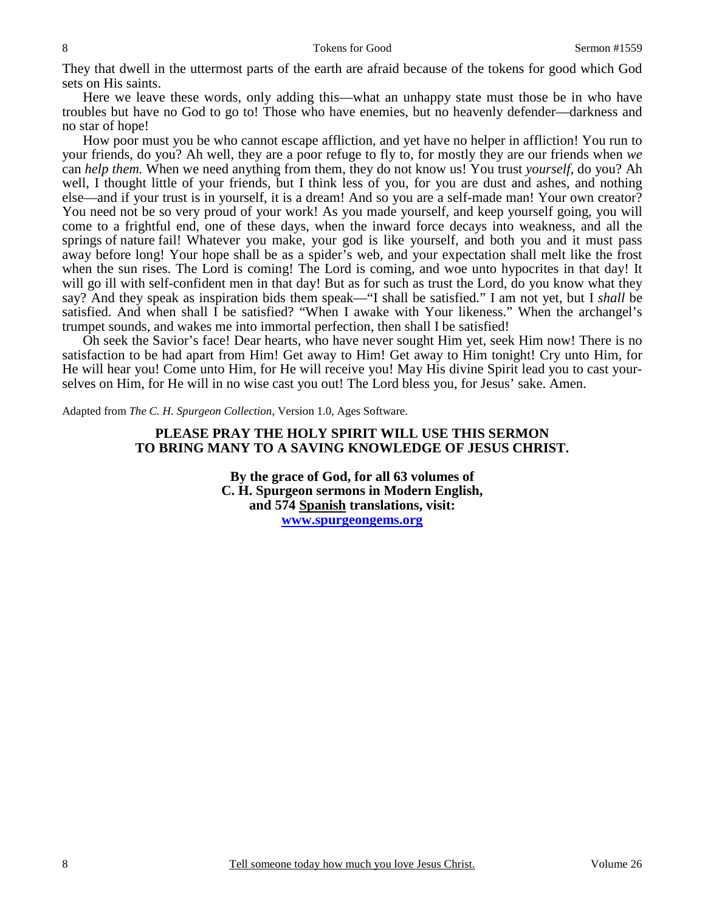They that dwell in the uttermost parts of the earth are afraid because of the tokens for good which God sets on His saints.

Here we leave these words, only adding this—what an unhappy state must those be in who have troubles but have no God to go to! Those who have enemies, but no heavenly defender—darkness and no star of hope!

How poor must you be who cannot escape affliction, and yet have no helper in affliction! You run to your friends, do you? Ah well, they are a poor refuge to fly to, for mostly they are our friends when *we* can *help them.* When we need anything from them, they do not know us! You trust *yourself*, do you? Ah well, I thought little of your friends, but I think less of you, for you are dust and ashes, and nothing else—and if your trust is in yourself, it is a dream! And so you are a self-made man! Your own creator? You need not be so very proud of your work! As you made yourself, and keep yourself going, you will come to a frightful end, one of these days, when the inward force decays into weakness, and all the springs of nature fail! Whatever you make, your god is like yourself, and both you and it must pass away before long! Your hope shall be as a spider's web, and your expectation shall melt like the frost when the sun rises. The Lord is coming! The Lord is coming, and woe unto hypocrites in that day! It will go ill with self-confident men in that day! But as for such as trust the Lord, do you know what they say? And they speak as inspiration bids them speak—"I shall be satisfied." I am not yet, but I *shall* be satisfied. And when shall I be satisfied? "When I awake with Your likeness." When the archangel's trumpet sounds, and wakes me into immortal perfection, then shall I be satisfied!

Oh seek the Savior's face! Dear hearts, who have never sought Him yet, seek Him now! There is no satisfaction to be had apart from Him! Get away to Him! Get away to Him tonight! Cry unto Him, for He will hear you! Come unto Him, for He will receive you! May His divine Spirit lead you to cast yourselves on Him, for He will in no wise cast you out! The Lord bless you, for Jesus' sake. Amen.

Adapted from *The C. H. Spurgeon Collection*, Version 1.0, Ages Software.

**PLEASE PRAY THE HOLY SPIRIT WILL USE THIS SERMON TO BRING MANY TO A SAVING KNOWLEDGE OF JESUS CHRIST.**

**By the grace of God, for all 63 volumes of C. H. Spurgeon sermons in Modern English, and 574 Spanish translations, visit: www.spurgeongems.org**